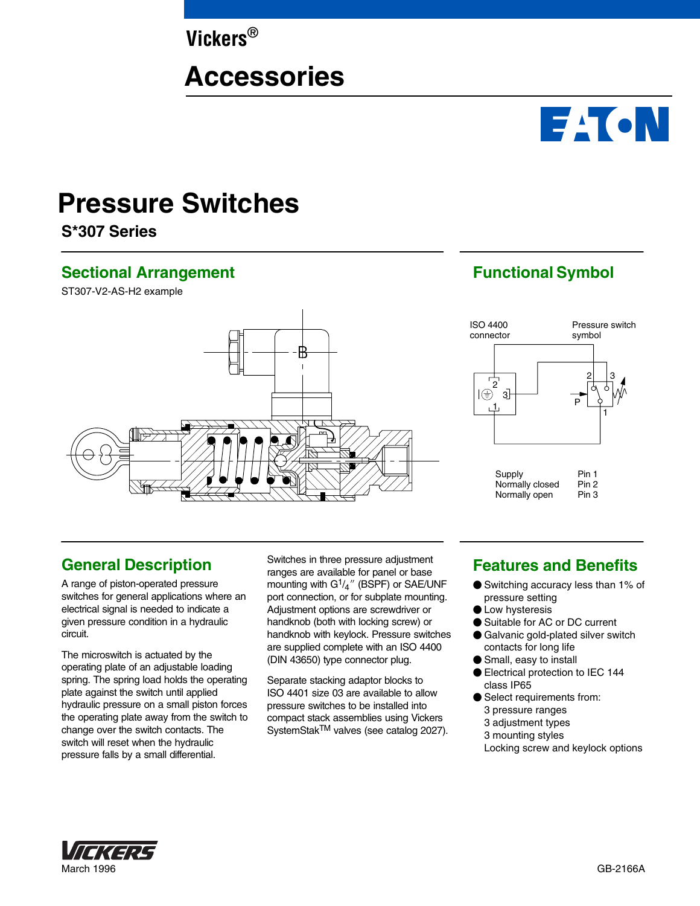Vickers®

# Accessories

# Pressure Switches

## S*307 Series

## Sectional Arrangement

ST307-V2-AS-H2 example

## Functional Symbol

ISO 4400 connector

Pressure switch symbol

| | |
|---|---|
| Supply | Pin 1 |
| Normally closed | Pin 2 |
| Normally open | Pin 3 |

## General Description

A range of piston-operated pressure switches for general applications where an electrical signal is needed to indicate a given pressure condition in a hydraulic circuit.

The microswitch is actuated by the operating plate of an adjustable loading spring. The spring load holds the operating plate against the switch until applied hydraulic pressure on a small piston forces the operating plate away from the switch to change over the switch contacts. The switch will reset when the hydraulic pressure falls by a small differential.

Switches in three pressure adjustment ranges are available for panel or base mounting with G$^1/_4$″ (BSPF) or SAE/UNF port connection, or for subplate mounting. Adjustment options are screwdriver or handknob (both with locking screw) or handknob with keylock. Pressure switches are supplied complete with an ISO 4400 (DIN 43650) type connector plug.

Separate stacking adaptor blocks to ISO 4401 size 03 are available to allow pressure switches to be installed into compact stack assemblies using Vickers SystemStak™ valves (see catalog 2027).

## Features and Benefits

- Switching accuracy less than 1% of pressure setting
- Low hysteresis
- Suitable for AC or DC current
- Galvanic gold-plated silver switch contacts for long life
- Small, easy to install
- Electrical protection to IEC 144 class IP65
- Select requirements from:
  3 pressure ranges
  3 adjustment types
  3 mounting styles
  Locking screw and keylock options

March 1996

GB-2166A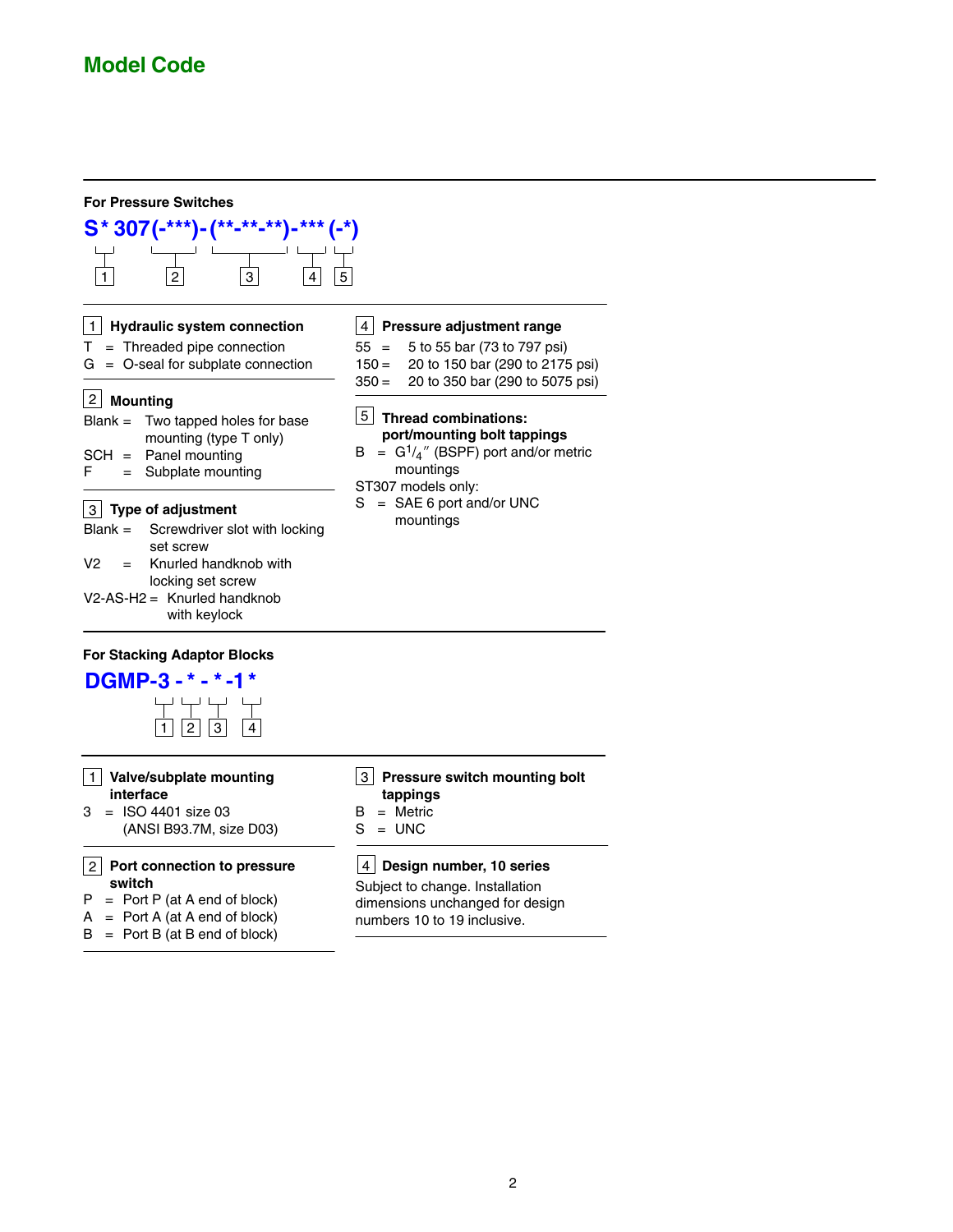## Model Code

### For Pressure Switches

**S * 307(-***)-(**-**-**)-*** (-*)**

1 — under `S *`; 2 — under `(-***)`; 3 — under `(**-**-**)`; 4 — under `***`; 5 — under `(-*)`

**1 Hydraulic system connection**

T = Threaded pipe connection
G = O-seal for subplate connection

**2 Mounting**

Blank = Two tapped holes for base mounting (type T only)
SCH = Panel mounting
F = Subplate mounting

**3 Type of adjustment**

Blank = Screwdriver slot with locking set screw
V2 = Knurled handknob with locking set screw
V2-AS-H2 = Knurled handknob with keylock

**4 Pressure adjustment range**

55 = 5 to 55 bar (73 to 797 psi)
150 = 20 to 150 bar (290 to 2175 psi)
350 = 20 to 350 bar (290 to 5075 psi)

**5 Thread combinations: port/mounting bolt tappings**

B = G$^{1}/_{4}$″ (BSPF) port and/or metric mountings

ST307 models only:

S = SAE 6 port and/or UNC mountings

### For Stacking Adaptor Blocks

**DGMP-3 - * - * -1 ***

1 — under `3`; 2 — under the first `*`; 3 — under the second `*`; 4 — under the final `*`

**1 Valve/subplate mounting interface**

3 = ISO 4401 size 03 (ANSI B93.7M, size D03)

**2 Port connection to pressure switch**

P = Port P (at A end of block)
A = Port A (at A end of block)
B = Port B (at B end of block)

**3 Pressure switch mounting bolt tappings**

B = Metric
S = UNC

**4 Design number, 10 series**

Subject to change. Installation dimensions unchanged for design numbers 10 to 19 inclusive.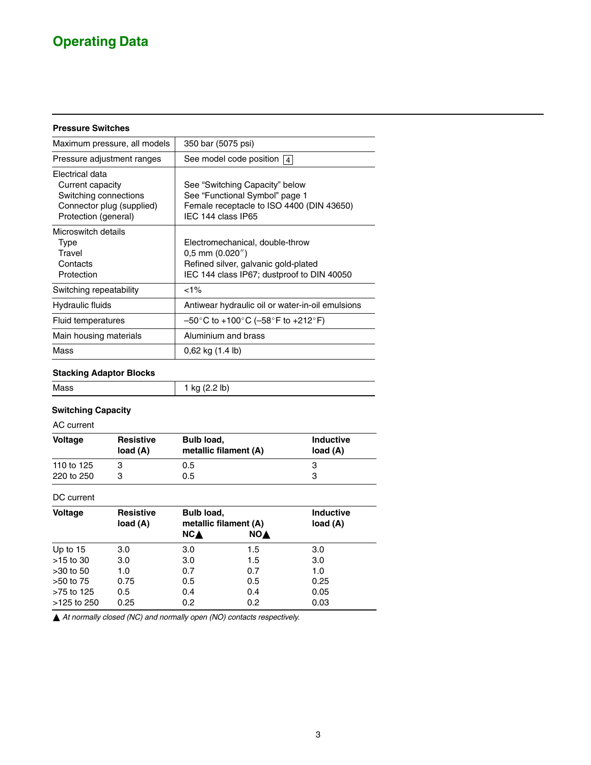# Operating Data

### Pressure Switches

| | |
|---|---|
| Maximum pressure, all models | 350 bar (5075 psi) |
| Pressure adjustment ranges | See model code position 4 |
| Electrical data<br>Current capacity<br>Switching connections<br>Connector plug (supplied)<br>Protection (general) | <br>See “Switching Capacity” below<br>See “Functional Symbol” page 1<br>Female receptacle to ISO 4400 (DIN 43650)<br>IEC 144 class IP65 |
| Microswitch details<br>Type<br>Travel<br>Contacts<br>Protection | <br>Electromechanical, double-throw<br>0,5 mm (0.020″)<br>Refined silver, galvanic gold-plated<br>IEC 144 class IP67; dustproof to DIN 40050 |
| Switching repeatability | <1% |
| Hydraulic fluids | Antiwear hydraulic oil or water-in-oil emulsions |
| Fluid temperatures | –50°C to +100°C (–58°F to +212°F) |
| Main housing materials | Aluminium and brass |
| Mass | 0,62 kg (1.4 lb) |

### Stacking Adaptor Blocks

| | |
|---|---|
| Mass | 1 kg (2.2 lb) |

### Switching Capacity

AC current

| Voltage | Resistive load (A) | Bulb load, metallic filament (A) | Inductive load (A) |
|---|---|---|---|
| 110 to 125 | 3 | 0.5 | 3 |
| 220 to 250 | 3 | 0.5 | 3 |

DC current

| Voltage | Resistive load (A) | Bulb load, metallic filament (A) | | Inductive load (A) |
|---|---|---|---|---|
| | | NC▲ | NO▲ | |
| Up to 15 | 3.0 | 3.0 | 1.5 | 3.0 |
| >15 to 30 | 3.0 | 3.0 | 1.5 | 3.0 |
| >30 to 50 | 1.0 | 0.7 | 0.7 | 1.0 |
| >50 to 75 | 0.75 | 0.5 | 0.5 | 0.25 |
| >75 to 125 | 0.5 | 0.4 | 0.4 | 0.05 |
| >125 to 250 | 0.25 | 0.2 | 0.2 | 0.03 |

▲ *At normally closed (NC) and normally open (NO) contacts respectively.*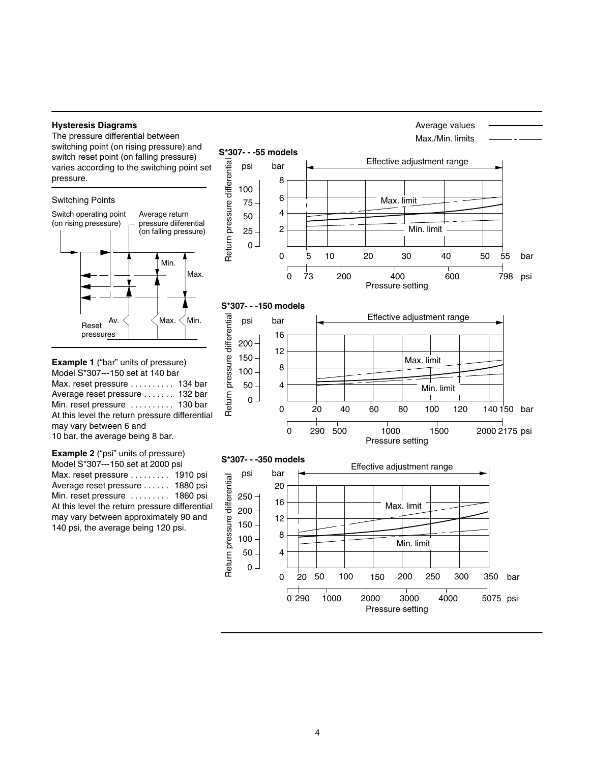### Hysteresis Diagrams

The pressure differential between switching point (on rising pressure) and switch reset point (on falling pressure) varies according to the switching point set pressure.

Switching Points

Switch operating point (on rising presssure)

Average return pressure diiferential (on falling pressure)

Min.

Max.

Av.

Max.

Min.

Reset pressures

**Example 1** ("bar" units of pressure)
Model S*307---150 set at 140 bar

Max. reset pressure .......... 134 bar
Average reset pressure ....... 132 bar
Min. reset pressure .......... 130 bar

At this level the return pressure differential may vary between 6 and 10 bar, the average being 8 bar.

**Example 2** ("psi" units of pressure)
Model S*307---150 set at 2000 psi

Max. reset pressure ......... 1910 psi
Average reset pressure ...... 1880 psi
Min. reset pressure ......... 1860 psi

At this level the return pressure differential may vary between approximately 90 and 140 psi, the average being 120 psi.

Average values ———
Max./Min. limits —— - ——

**S*307- - -55 models**

Effective adjustment range

Return pressure differential (psi / bar)

Max. limit

Min. limit

Pressure setting: 0, 5, 10, 20, 30, 40, 50, 55 bar; 0, 73, 200, 400, 600, 798 psi

**S*307- - -150 models**

Effective adjustment range

Return pressure differential (psi / bar)

Max. limit

Min. limit

Pressure setting: 0, 20, 40, 60, 80, 100, 120, 140, 150 bar; 0, 290, 500, 1000, 1500, 2000, 2175 psi

**S*307- - -350 models**

Effective adjustment range

Return pressure differential (psi / bar)

Max. limit

Min. limit

Pressure setting: 0, 20, 50, 100, 150, 200, 250, 300, 350 bar; 0, 290, 1000, 2000, 3000, 4000, 5075 psi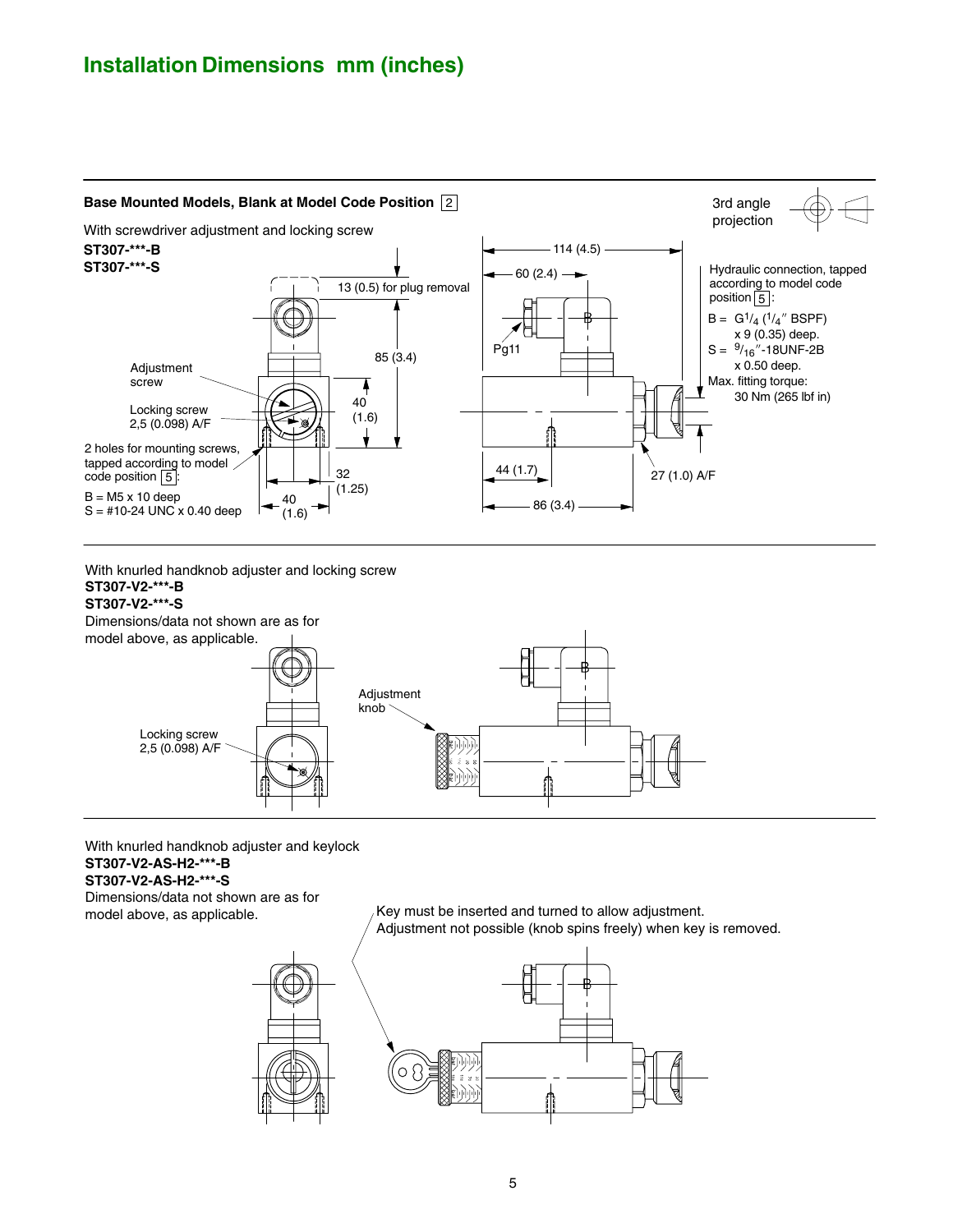# Installation Dimensions mm (inches)

## Base Mounted Models, Blank at Model Code Position [2]

3rd angle projection

With screwdriver adjustment and locking screw

**ST307-***-B**
**ST307-***-S**

13 (0.5) for plug removal

85 (3.4)

Adjustment screw

40 (1.6)

Locking screw 2,5 (0.098) A/F

2 holes for mounting screws, tapped according to model code position [5]:

B = M5 x 10 deep
S = #10-24 UNC x 0.40 deep

32 (1.25)

40 (1.6)

114 (4.5)

60 (2.4)

Pg11

44 (1.7)

86 (3.4)

27 (1.0) A/F

Hydraulic connection, tapped according to model code position [5]:

B = G$^1/_4$ ($^1/_4$″ BSPF) x 9 (0.35) deep.
S = $^9/_{16}$″-18UNF-2B x 0.50 deep.

Max. fitting torque: 30 Nm (265 lbf in)

---

With knurled handknob adjuster and locking screw

**ST307-V2-***-B**
**ST307-V2-***-S**

Dimensions/data not shown are as for model above, as applicable.

Locking screw 2,5 (0.098) A/F

Adjustment knob

---

With knurled handknob adjuster and keylock

**ST307-V2-AS-H2-***-B**
**ST307-V2-AS-H2-***-S**

Dimensions/data not shown are as for model above, as applicable.

Key must be inserted and turned to allow adjustment. Adjustment not possible (knob spins freely) when key is removed.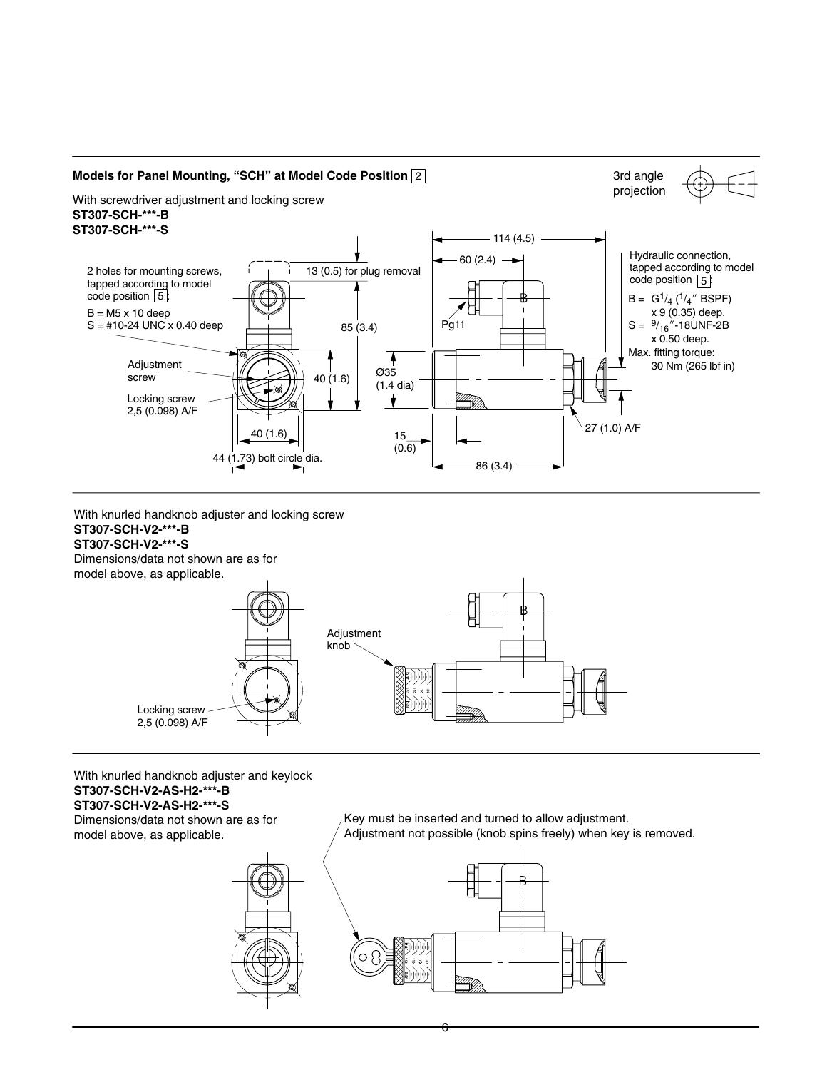## Models for Panel Mounting, “SCH” at Model Code Position 2

3rd angle projection

With screwdriver adjustment and locking screw

**ST307-SCH-***-B**
**ST307-SCH-***-S**

2 holes for mounting screws, tapped according to model code position 5:

B = M5 x 10 deep
S = #10-24 UNC x 0.40 deep

Adjustment screw

Locking screw 2,5 (0.098) A/F

40 (1.6)

44 (1.73) bolt circle dia.

13 (0.5) for plug removal

85 (3.4)

40 (1.6)

114 (4.5)

60 (2.4)

Pg11

Ø35 (1.4 dia)

15 (0.6)

86 (3.4)

27 (1.0) A/F

Hydraulic connection, tapped according to model code position 5:

B = $G^1/_4$ ($^1/_4$″ BSPF) x 9 (0.35) deep.
S = $^9/_{16}$″-18UNF-2B x 0.50 deep.

Max. fitting torque: 30 Nm (265 lbf in)

With knurled handknob adjuster and locking screw

**ST307-SCH-V2-***-B**
**ST307-SCH-V2-***-S**

Dimensions/data not shown are as for model above, as applicable.

Adjustment knob

Locking screw 2,5 (0.098) A/F

With knurled handknob adjuster and keylock

**ST307-SCH-V2-AS-H2-***-B**
**ST307-SCH-V2-AS-H2-***-S**

Dimensions/data not shown are as for model above, as applicable.

Key must be inserted and turned to allow adjustment.
Adjustment not possible (knob spins freely) when key is removed.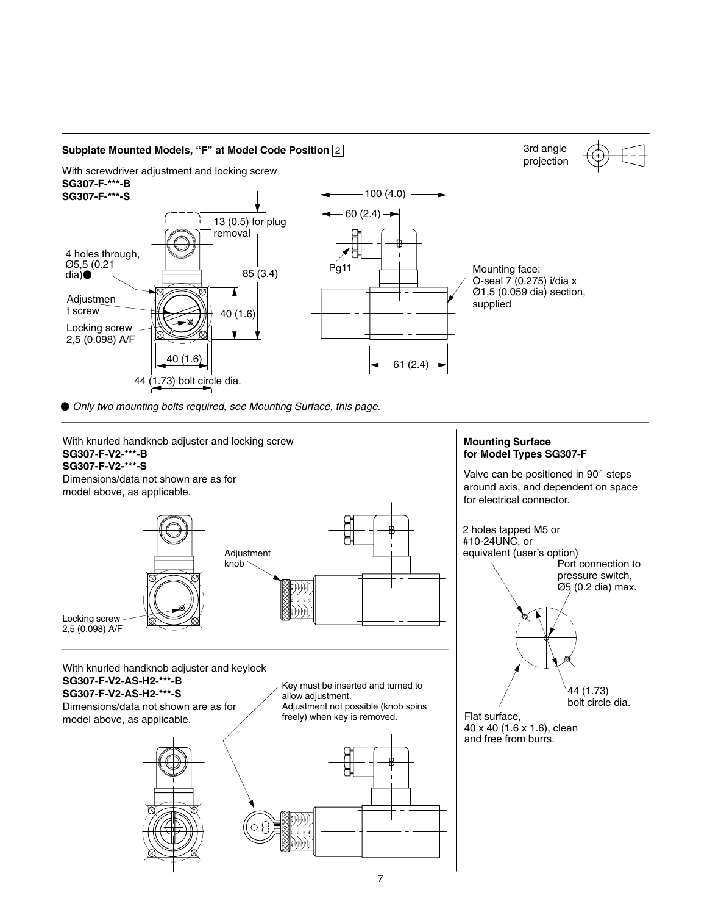## Subplate Mounted Models, "F" at Model Code Position 2

3rd angle projection

With screwdriver adjustment and locking screw

**SG307-F-***-B**
**SG307-F-***-S**

13 (0.5) for plug removal

4 holes through, Ø5,5 (0.21 dia)●

85 (3.4)

Adjustment screw

40 (1.6)

Locking screw 2,5 (0.098) A/F

40 (1.6)

44 (1.73) bolt circle dia.

100 (4.0)

60 (2.4)

Pg11

Mounting face: O-seal 7 (0.275) i/dia x Ø1,5 (0.059 dia) section, supplied

61 (2.4)

● *Only two mounting bolts required, see Mounting Surface, this page.*

With knurled handknob adjuster and locking screw

**SG307-F-V2-***-B**
**SG307-F-V2-***-S**

Dimensions/data not shown are as for model above, as applicable.

Adjustment knob

Locking screw 2,5 (0.098) A/F

With knurled handknob adjuster and keylock

**SG307-F-V2-AS-H2-***-B**
**SG307-F-V2-AS-H2-***-S**

Dimensions/data not shown are as for model above, as applicable.

Key must be inserted and turned to allow adjustment.
Adjustment not possible (knob spins freely) when key is removed.

### Mounting Surface for Model Types SG307-F

Valve can be positioned in 90° steps around axis, and dependent on space for electrical connector.

2 holes tapped M5 or #10-24UNC, or equivalent (user's option)

Port connection to pressure switch, Ø5 (0.2 dia) max.

44 (1.73) bolt circle dia.

Flat surface, 40 x 40 (1.6 x 1.6), clean and free from burrs.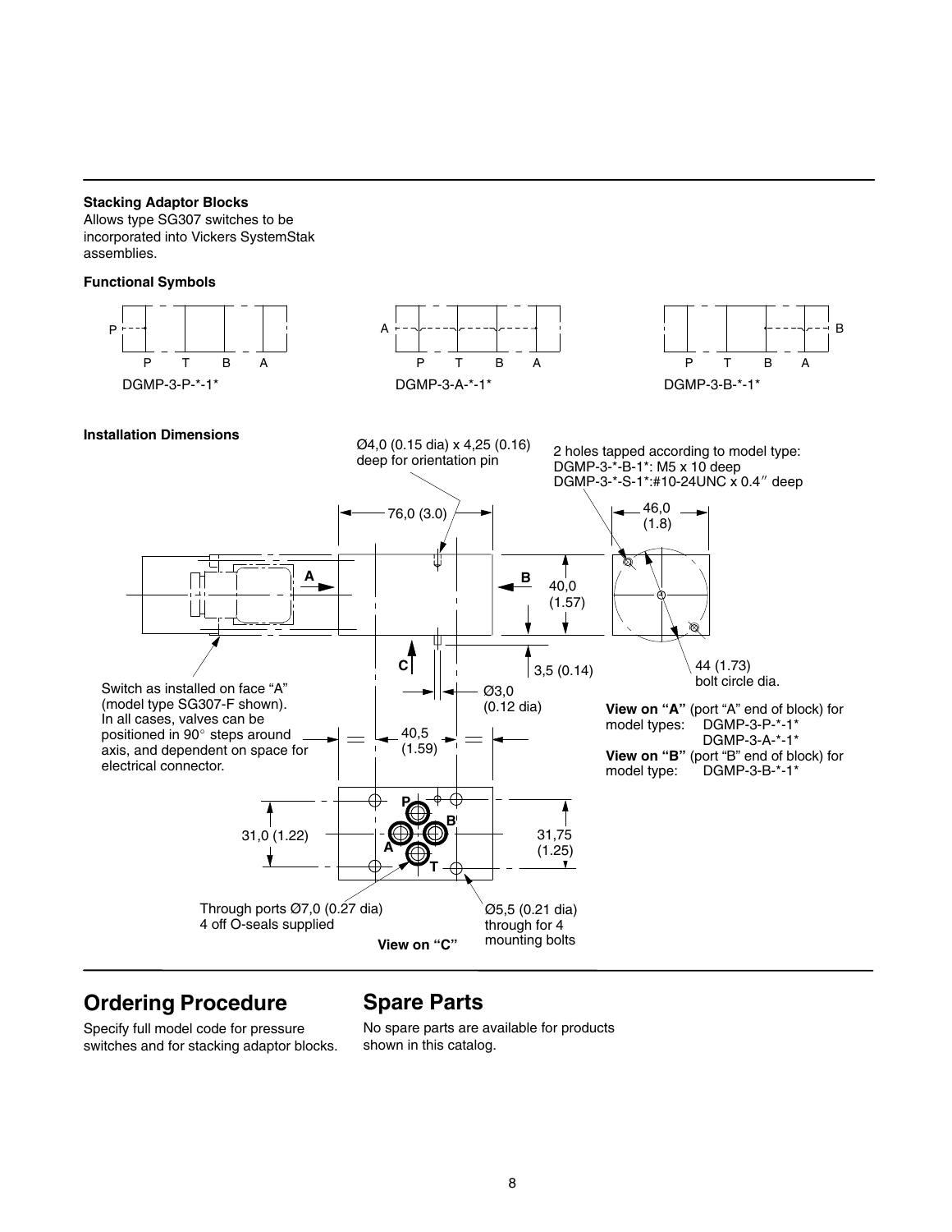### Stacking Adaptor Blocks

Allows type SG307 switches to be incorporated into Vickers SystemStak assemblies.

#### Functional Symbols

P
P T B A
DGMP-3-P-*-1*

A
P T B A
DGMP-3-A-*-1*

B
P T B A
DGMP-3-B-*-1*

#### Installation Dimensions

Ø4,0 (0.15 dia) x 4,25 (0.16) deep for orientation pin

2 holes tapped according to model type:
DGMP-3-*-B-1*: M5 x 10 deep
DGMP-3-*-S-1*:#10-24UNC x 0.4″ deep

76,0 (3.0)

46,0 (1.8)

A

B

40,0 (1.57)

C

3,5 (0.14)

44 (1.73) bolt circle dia.

Switch as installed on face "A" (model type SG307-F shown). In all cases, valves can be positioned in 90° steps around axis, and dependent on space for electrical connector.

Ø3,0 (0.12 dia)

40,5 (1.59)

**View on "A"** (port "A" end of block) for model types: DGMP-3-P-*-1*
DGMP-3-A-*-1*
**View on "B"** (port "B" end of block) for model type: DGMP-3-B-*-1*

P
B
A
T

31,0 (1.22)

31,75 (1.25)

Through ports Ø7,0 (0.27 dia)
4 off O-seals supplied

Ø5,5 (0.21 dia) through for 4 mounting bolts

**View on "C"**

## Ordering Procedure

Specify full model code for pressure switches and for stacking adaptor blocks.

## Spare Parts

No spare parts are available for products shown in this catalog.